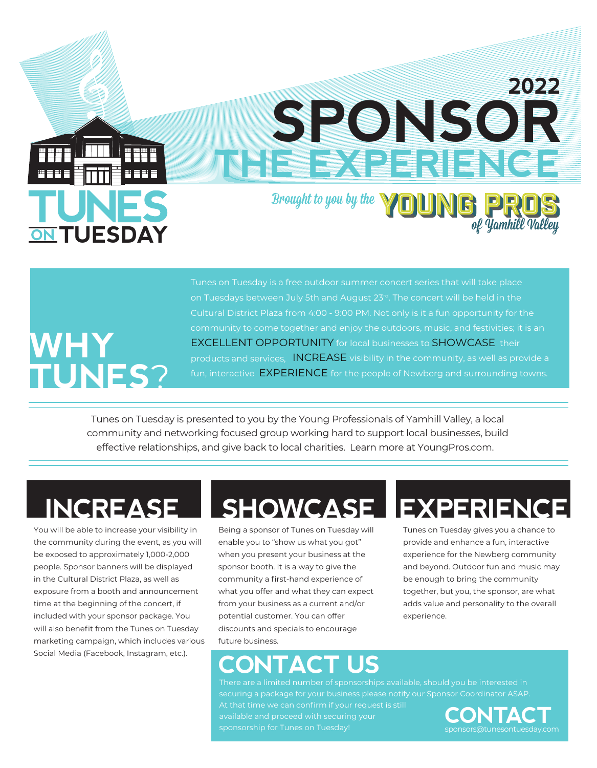# TUNES ON TUESDAY

# 2022 SPONSOR THE EXPERIENCE

Brought to you by the **YOUNG PROS** of Yamhill Valley

## WHY TUNES?

Tunes on Tuesday is a free outdoor summer concert series that will take place on Tuesdays between July 5th and August 23rd. The concert will be held in the Cultural District Plaza from 4:00 - 9:00 PM. Not only is it a fun opportunity for the community to come together and enjoy the outdoors, music, and festivities; it is an EXCELLENT OPPORTUNITY for local businesses to SHOWCASE their products and services, INCREASE visibility in the community, as well as provide a fun, interactive EXPERIENCE for the people of Newberg and surrounding towns.

Tunes on Tuesday is presented to you by the Young Professionals of Yamhill Valley, a local community and networking focused group working hard to support local businesses, build effective relationships, and give back to local charities. Learn more at YoungPros.com.

## INCREASE

You will be able to increase your visibility in the community during the event, as you will be exposed to approximately 1,000-2,000 people. Sponsor banners will be displayed in the Cultural District Plaza, as well as exposure from a booth and announcement time at the beginning of the concert, if included with your sponsor package. You will also benefit from the Tunes on Tuesday marketing campaign, which includes various Social Media (Facebook, Instagram, etc.).

## SHOWCASE

Being a sponsor of Tunes on Tuesday will enable you to "show us what you got" when you present your business at the sponsor booth. It is a way to give the community a first-hand experience of what you offer and what they can expect from your business as a current and/or potential customer. You can offer discounts and specials to encourage future business.

## EXPERIENCE

Tunes on Tuesday gives you a chance to provide and enhance a fun, interactive experience for the Newberg community and beyond. Outdoor fun and music may be enough to bring the community together, but you, the sponsor, are what adds value and personality to the overall experience.

## CONTACT US

There are a limited number of sponsorships available, should you be interested in securing a package for your business please notify our Sponsor Coordinator ASAP. At that time we can confirm if your request is still available and proceed with securing your sponsorship for Tunes on Tuesday!

**CONTACT**
sponsors@tunesontuesday.com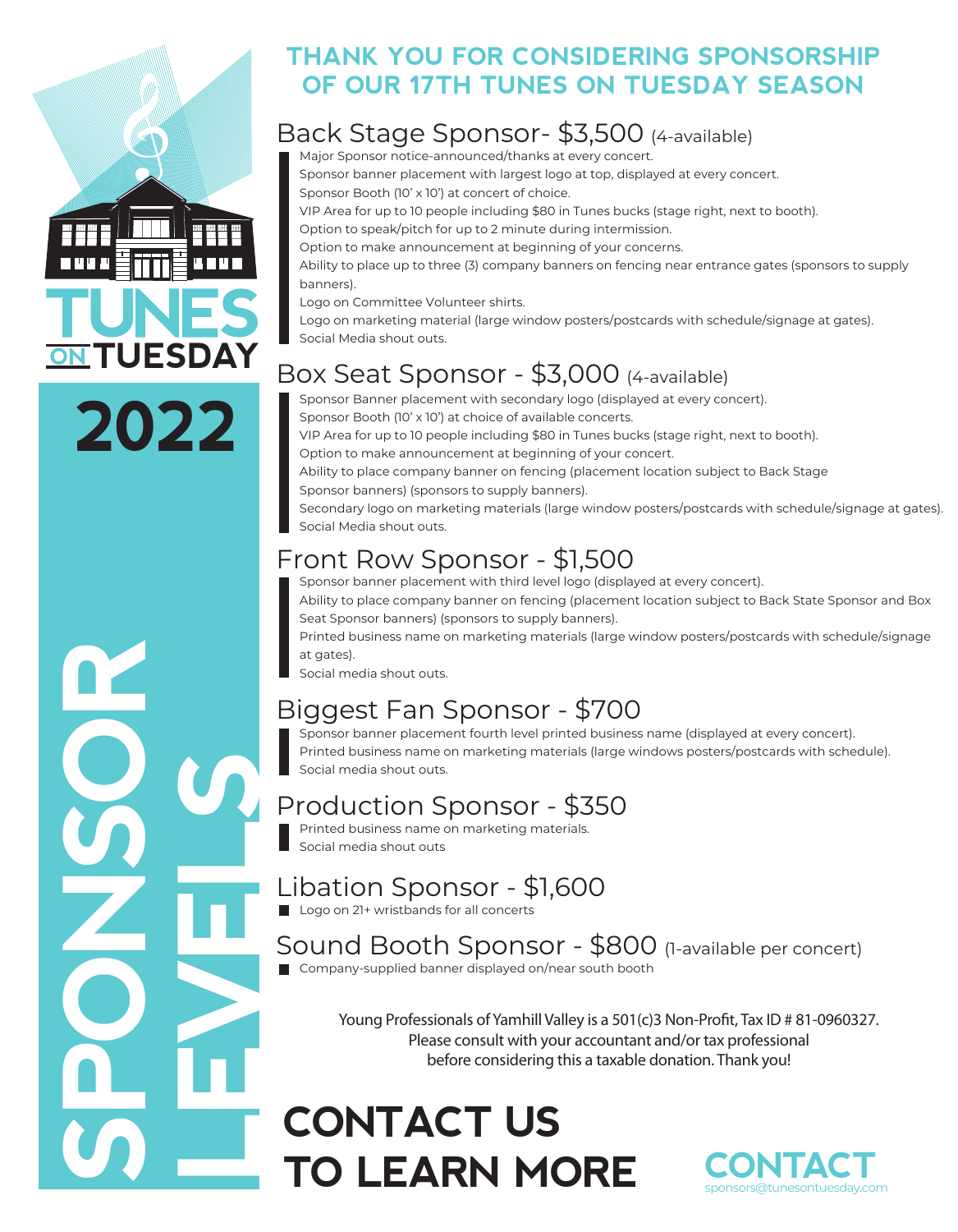TUNES ON TUESDAY

2022

SPONSOR LEVELS

## THANK YOU FOR CONSIDERING SPONSORSHIP OF OUR 17TH TUNES ON TUESDAY SEASON

### Back Stage Sponsor- $3,500 (4-available)

- Major Sponsor notice-announced/thanks at every concert.
- Sponsor banner placement with largest logo at top, displayed at every concert.
- Sponsor Booth (10' x 10') at concert of choice.
- VIP Area for up to 10 people including $80 in Tunes bucks (stage right, next to booth).
- Option to speak/pitch for up to 2 minute during intermission.
- Option to make announcement at beginning of your concerns.
- Ability to place up to three (3) company banners on fencing near entrance gates (sponsors to supply banners).
- Logo on Committee Volunteer shirts.
- Logo on marketing material (large window posters/postcards with schedule/signage at gates).
- Social Media shout outs.

### Box Seat Sponsor - $3,000 (4-available)

- Sponsor Banner placement with secondary logo (displayed at every concert).
- Sponsor Booth (10' x 10') at choice of available concerts.
- VIP Area for up to 10 people including $80 in Tunes bucks (stage right, next to booth).
- Option to make announcement at beginning of your concert.
- Ability to place company banner on fencing (placement location subject to Back Stage Sponsor banners) (sponsors to supply banners).
- Secondary logo on marketing materials (large window posters/postcards with schedule/signage at gates).
- Social Media shout outs.

### Front Row Sponsor - $1,500

- Sponsor banner placement with third level logo (displayed at every concert).
- Ability to place company banner on fencing (placement location subject to Back State Sponsor and Box Seat Sponsor banners) (sponsors to supply banners).
- Printed business name on marketing materials (large window posters/postcards with schedule/signage at gates).
- Social media shout outs.

### Biggest Fan Sponsor - $700

- Sponsor banner placement fourth level printed business name (displayed at every concert).
- Printed business name on marketing materials (large windows posters/postcards with schedule).
- Social media shout outs.

### Production Sponsor - $350

- Printed business name on marketing materials.
- Social media shout outs

### Libation Sponsor - $1,600

- Logo on 21+ wristbands for all concerts

### Sound Booth Sponsor - $800 (1-available per concert)

- Company-supplied banner displayed on/near south booth

Young Professionals of Yamhill Valley is a 501(c)3 Non-Profit, Tax ID # 81-0960327.
Please consult with your accountant and/or tax professional
before considering this a taxable donation. Thank you!

## CONTACT US TO LEARN MORE

**CONTACT**
sponsors@tunesontuesday.com